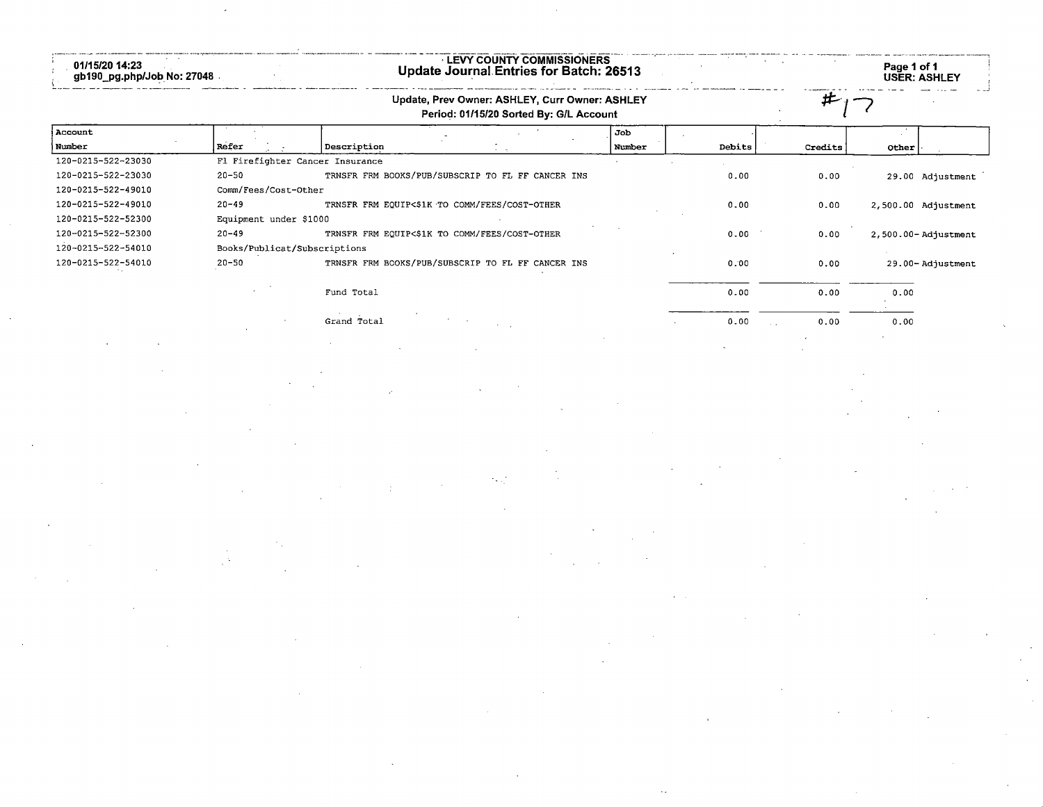01/15/20 14:23
gb190_pg.php/Job No: 27048

# LEVY COUNTY COMMISSIONERS
## Update Journal Entries for Batch: 26513

USER: ASHLEY

**Update, Prev Owner: ASHLEY, Curr Owner: ASHLEY**
**Period: 01/15/20 Sorted By: G/L Account**

#17

| Account Number | Refer | Description | Job Number | Debits | Credits | Other | |
|---|---|---|---|---|---|---|---|
| 120-0215-522-23030 | Fl Firefighter Cancer Insurance | | | | | | |
| 120-0215-522-23030 | 20-50 | TRNSFR FRM BOOKS/PUB/SUBSCRIP TO FL FF CANCER INS | | 0.00 | 0.00 | 29.00 | Adjustment |
| 120-0215-522-49010 | Comm/Fees/Cost-Other | | | | | | |
| 120-0215-522-49010 | 20-49 | TRNSFR FRM EQUIP<$1K TO COMM/FEES/COST-OTHER | | 0.00 | 0.00 | 2,500.00 | Adjustment |
| 120-0215-522-52300 | Equipment under $1000 | | | | | | |
| 120-0215-522-52300 | 20-49 | TRNSFR FRM EQUIP<$1K TO COMM/FEES/COST-OTHER | | 0.00 | 0.00 | 2,500.00- | Adjustment |
| 120-0215-522-54010 | Books/Publicat/Subscriptions | | | | | | |
| 120-0215-522-54010 | 20-50 | TRNSFR FRM BOOKS/PUB/SUBSCRIP TO FL FF CANCER INS | | 0.00 | 0.00 | 29.00- | Adjustment |
| | | Fund Total | | 0.00 | 0.00 | 0.00 | |
| | | Grand Total | | 0.00 | 0.00 | 0.00 | |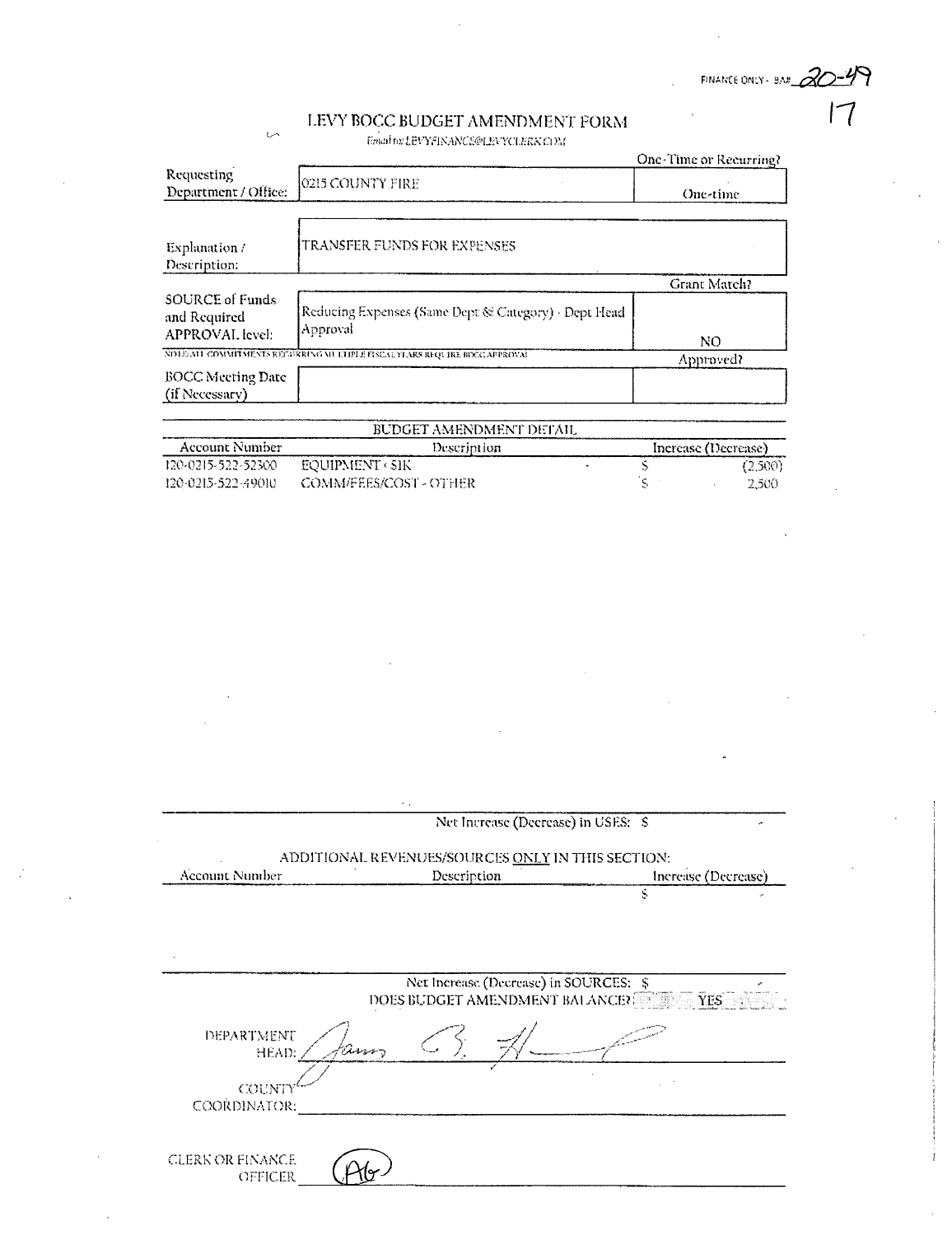FINANCE ONLY - BA# 20-49

17

# LEVY BOCC BUDGET AMENDMENT FORM

Email to: LEVYFINANCE@LEVYCLERK.COM

| | | One-Time or Recurring? |
|---|---|---|
| Requesting Department / Office: | 0215 COUNTY FIRE | One-time |
| Explanation / Description: | TRANSFER FUNDS FOR EXPENSES | |
| | | Grant Match? |
| SOURCE of Funds and Required APPROVAL level: | Reducing Expenses (Same Dept & Category) - Dept Head Approval | NO |

NOTE: ALL COMMITMENTS RECURRING MULTIPLE FISCAL YEARS REQUIRE BOCC APPROVAL

| | | Approved? |
|---|---|---|
| BOCC Meeting Date (if Necessary) | | |

## BUDGET AMENDMENT DETAIL

| Account Number | Description | Increase (Decrease) |
|---|---|---|
| 120-0215-522-52300 | EQUIPMENT < $1K | $ (2,500) |
| 120-0215-522-49010 | COMM/FEES/COST - OTHER | $ 2,500 |

Net Increase (Decrease) in USES: $ -

## ADDITIONAL REVENUES/SOURCES ONLY IN THIS SECTION:

| Account Number | Description | Increase (Decrease) |
|---|---|---|
| | | $ - |

Net Increase (Decrease) in SOURCES: $ -

DOES BUDGET AMENDMENT BALANCE? YES

DEPARTMENT HEAD: James B. H[signature]

COUNTY COORDINATOR: ______________________

CLERK OR FINANCE OFFICER: [initials]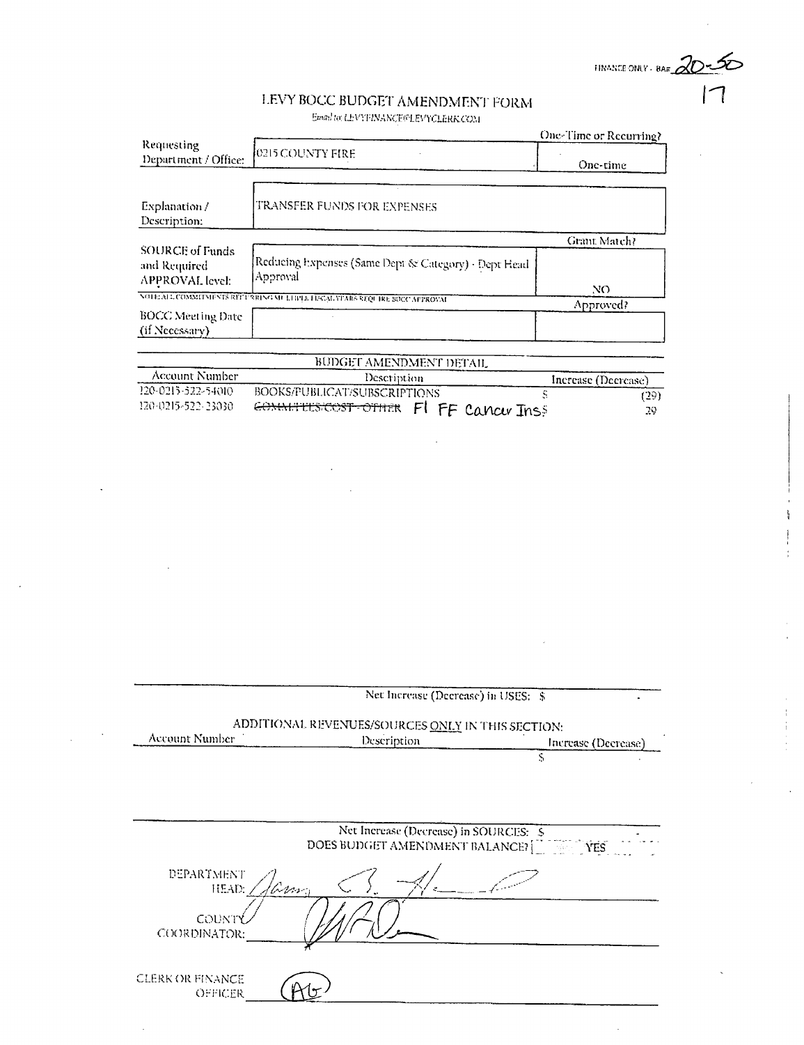FINANCE ONLY - BA# 20-50

17

# LEVY BOCC BUDGET AMENDMENT FORM

Email to: LEVYFINANCE@LEVYCLERK.COM

| | | |
|---|---|---|
| | | One-Time or Recurring? |
| Requesting Department / Office: | 0215 COUNTY FIRE | One-time |
| Explanation / Description: | TRANSFER FUNDS FOR EXPENSES | |
| | | Grant Match? |
| SOURCE of Funds and Required APPROVAL level: | Reducing Expenses (Same Dept & Category) - Dept Head Approval | NO |

NOTE: ALL COMMITMENTS RECURRING MULTIPLE FISCAL YEARS REQUIRE BOCC APPROVAL

| | | |
|---|---|---|
| | | Approved? |
| BOCC Meeting Date (if Necessary) | | |

## BUDGET AMENDMENT DETAIL

| Account Number | Description | Increase (Decrease) |
|---|---|---|
| 120-0215-522-54010 | BOOKS/PUBLICAT/SUBSCRIPTIONS | $ (29) |
| 120-0215-522-23030 | ~~COMMITTEES/COST - OTHER~~ Fl FF Cancer Ins | $ 29 |

Net Increase (Decrease) in USES: $ -

ADDITIONAL REVENUES/SOURCES ONLY IN THIS SECTION:

| Account Number | Description | Increase (Decrease) |
|---|---|---|
| | | $ |

Net Increase (Decrease) in SOURCES: $ -

DOES BUDGET AMENDMENT BALANCE? YES

DEPARTMENT HEAD: [signature]

COUNTY COORDINATOR: [signature]

CLERK OR FINANCE OFFICER: [initials]